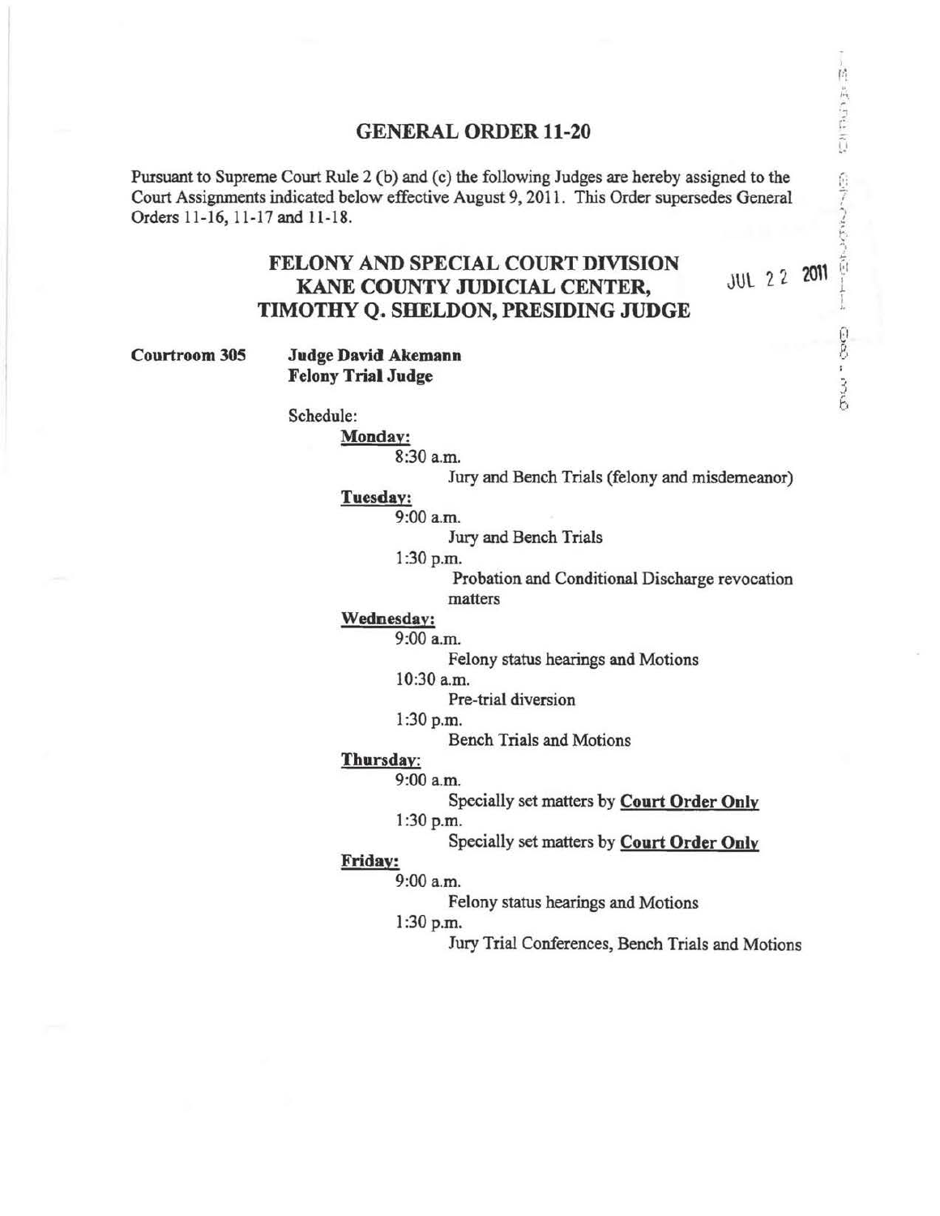# GENERAL ORDER 11-20

Pursuant to Supreme Court Rule 2 (b) and (c) the following Judges are hereby assigned to the Court Assignments indicated below effective August 9, 2011. This Order supersedes General Orders 11-16, 11-17 and 11-18.

## FELONY AND SPECIAL COURT DIVISION
## KANE COUNTY JUDICIAL CENTER,
## TIMOTHY Q. SHELDON, PRESIDING JUDGE

JUL 22 2011

**Courtroom 305** **Judge David Akemann**
**Felony Trial Judge**

Schedule:

**Monday:**
- 8:30 a.m.
  - Jury and Bench Trials (felony and misdemeanor)

**Tuesday:**
- 9:00 a.m.
  - Jury and Bench Trials
- 1:30 p.m.
  - Probation and Conditional Discharge revocation matters

**Wednesday:**
- 9:00 a.m.
  - Felony status hearings and Motions
- 10:30 a.m.
  - Pre-trial diversion
- 1:30 p.m.
  - Bench Trials and Motions

**Thursday:**
- 9:00 a.m.
  - Specially set matters by **Court Order Only**
- 1:30 p.m.
  - Specially set matters by **Court Order Only**

**Friday:**
- 9:00 a.m.
  - Felony status hearings and Motions
- 1:30 p.m.
  - Jury Trial Conferences, Bench Trials and Motions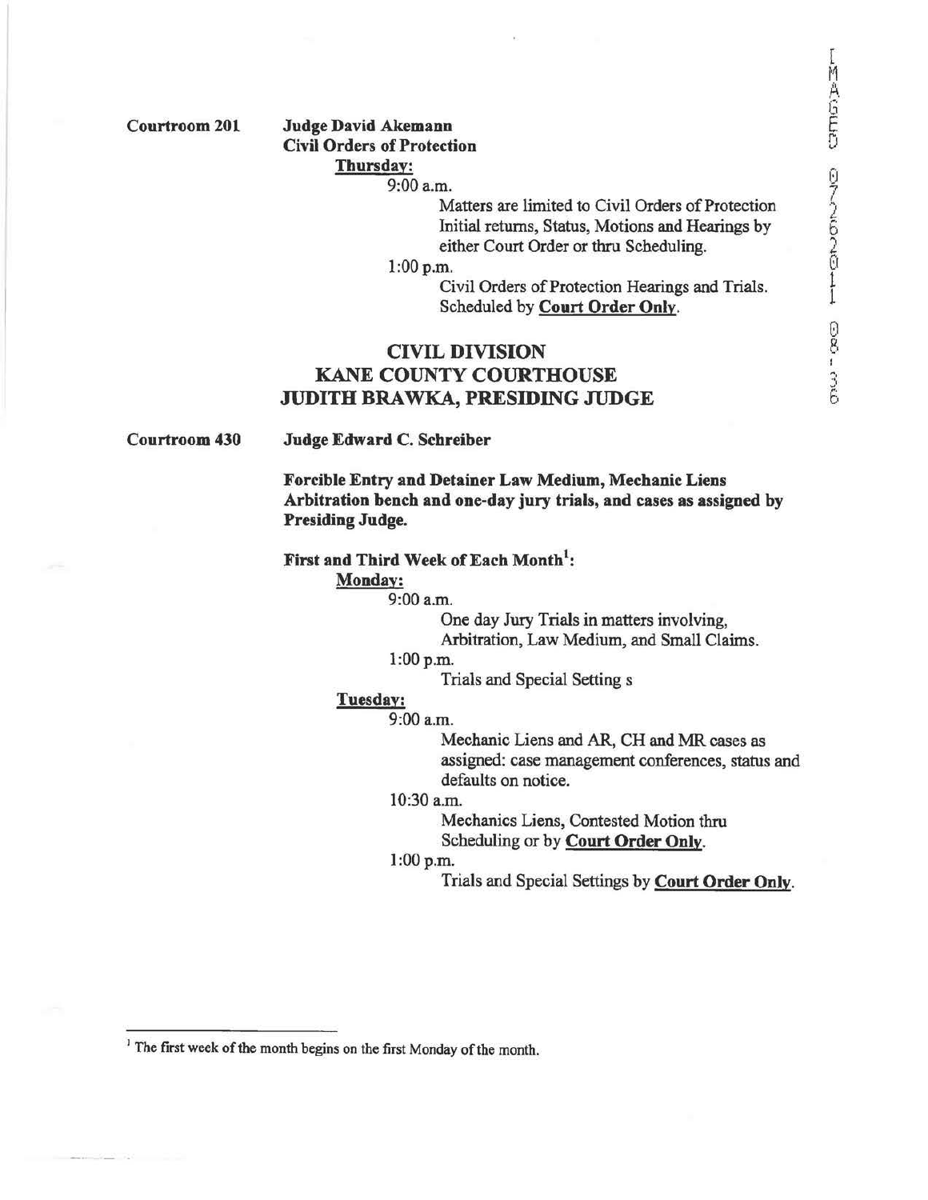**Courtroom 201** **Judge David Akemann**
**Civil Orders of Protection**

**Thursday:**

9:00 a.m.

Matters are limited to Civil Orders of Protection Initial returns, Status, Motions and Hearings by either Court Order or thru Scheduling.

1:00 p.m.

Civil Orders of Protection Hearings and Trials. Scheduled by **Court Order Only**.

## CIVIL DIVISION
## KANE COUNTY COURTHOUSE
## JUDITH BRAWKA, PRESIDING JUDGE

**Courtroom 430** **Judge Edward C. Schreiber**

**Forcible Entry and Detainer Law Medium, Mechanic Liens Arbitration bench and one-day jury trials, and cases as assigned by Presiding Judge.**

**First and Third Week of Each Month[1]:**

**Monday:**

9:00 a.m.

One day Jury Trials in matters involving, Arbitration, Law Medium, and Small Claims.

1:00 p.m.

Trials and Special Setting s

**Tuesday:**

9:00 a.m.

Mechanic Liens and AR, CH and MR cases as assigned: case management conferences, status and defaults on notice.

10:30 a.m.

Mechanics Liens, Contested Motion thru Scheduling or by **Court Order Only**.

1:00 p.m.

Trials and Special Settings by **Court Order Only**.

---

[1] The first week of the month begins on the first Monday of the month.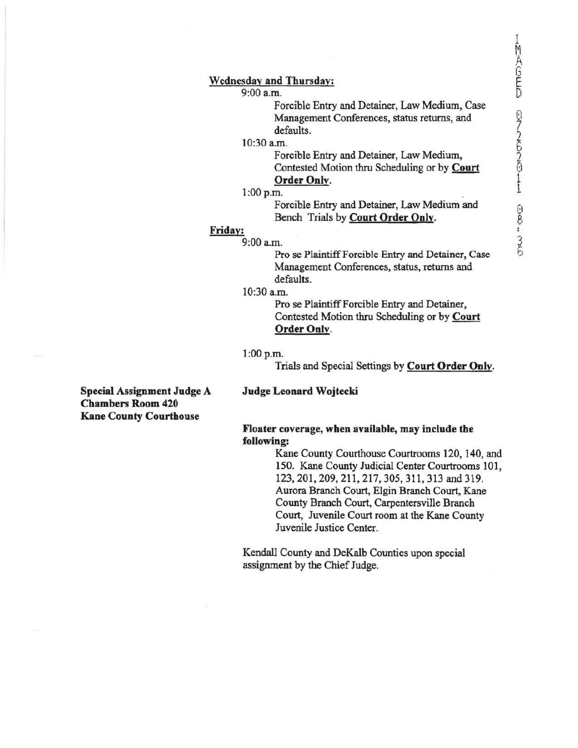**Wednesday and Thursday:**

9:00 a.m.

Forcible Entry and Detainer, Law Medium, Case Management Conferences, status returns, and defaults.

10:30 a.m.

Forcible Entry and Detainer, Law Medium, Contested Motion thru Scheduling or by **Court Order Only**.

1:00 p.m.

Forcible Entry and Detainer, Law Medium and Bench Trials by **Court Order Only**.

**Friday:**

9:00 a.m.

Pro se Plaintiff Forcible Entry and Detainer, Case Management Conferences, status, returns and defaults.

10:30 a.m.

Pro se Plaintiff Forcible Entry and Detainer, Contested Motion thru Scheduling or by **Court Order Only**.

1:00 p.m.

Trials and Special Settings by **Court Order Only**.

**Special Assignment Judge A**
**Chambers Room 420**
**Kane County Courthouse**

**Judge Leonard Wojtecki**

**Floater coverage, when available, may include the following:**

Kane County Courthouse Courtrooms 120, 140, and 150. Kane County Judicial Center Courtrooms 101, 123, 201, 209, 211, 217, 305, 311, 313 and 319. Aurora Branch Court, Elgin Branch Court, Kane County Branch Court, Carpentersville Branch Court, Juvenile Court room at the Kane County Juvenile Justice Center.

Kendall County and DeKalb Counties upon special assignment by the Chief Judge.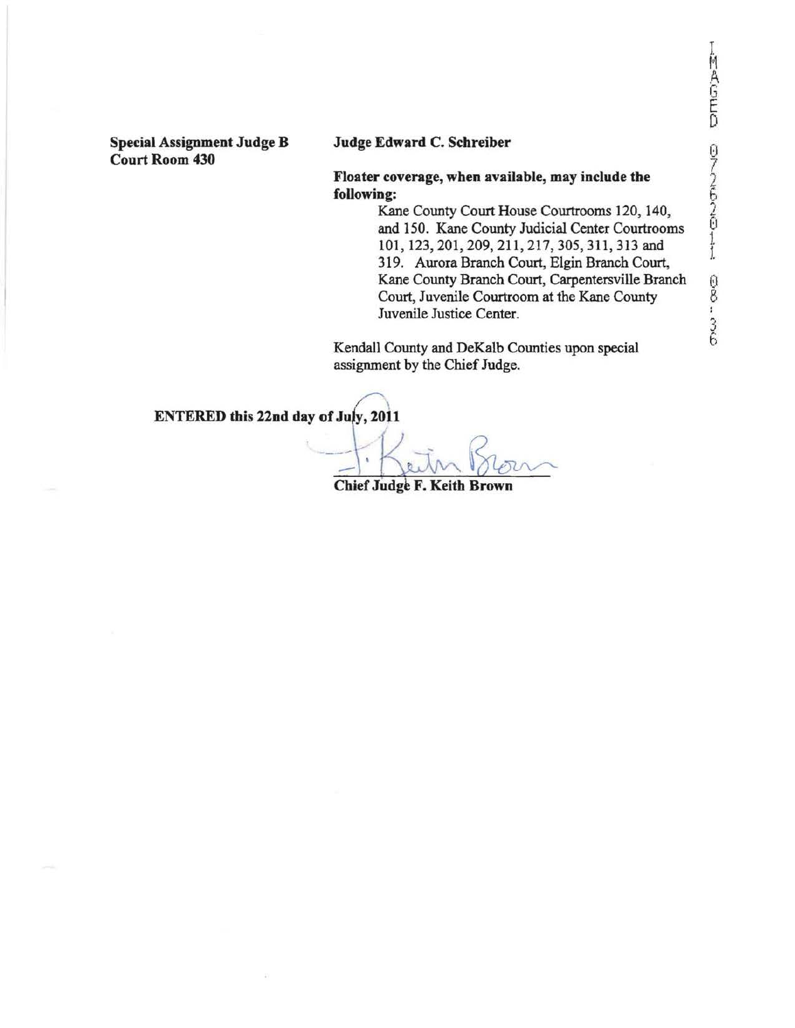**Special Assignment Judge B**
**Court Room 430**

**Judge Edward C. Schreiber**

**Floater coverage, when available, may include the following:**

Kane County Court House Courtrooms 120, 140, and 150. Kane County Judicial Center Courtrooms 101, 123, 201, 209, 211, 217, 305, 311, 313 and 319. Aurora Branch Court, Elgin Branch Court, Kane County Branch Court, Carpentersville Branch Court, Juvenile Courtroom at the Kane County Juvenile Justice Center.

Kendall County and DeKalb Counties upon special assignment by the Chief Judge.

**ENTERED this 22nd day of July, 2011**

**Chief Judge F. Keith Brown**

IMAGED 07/26/2011 08:36